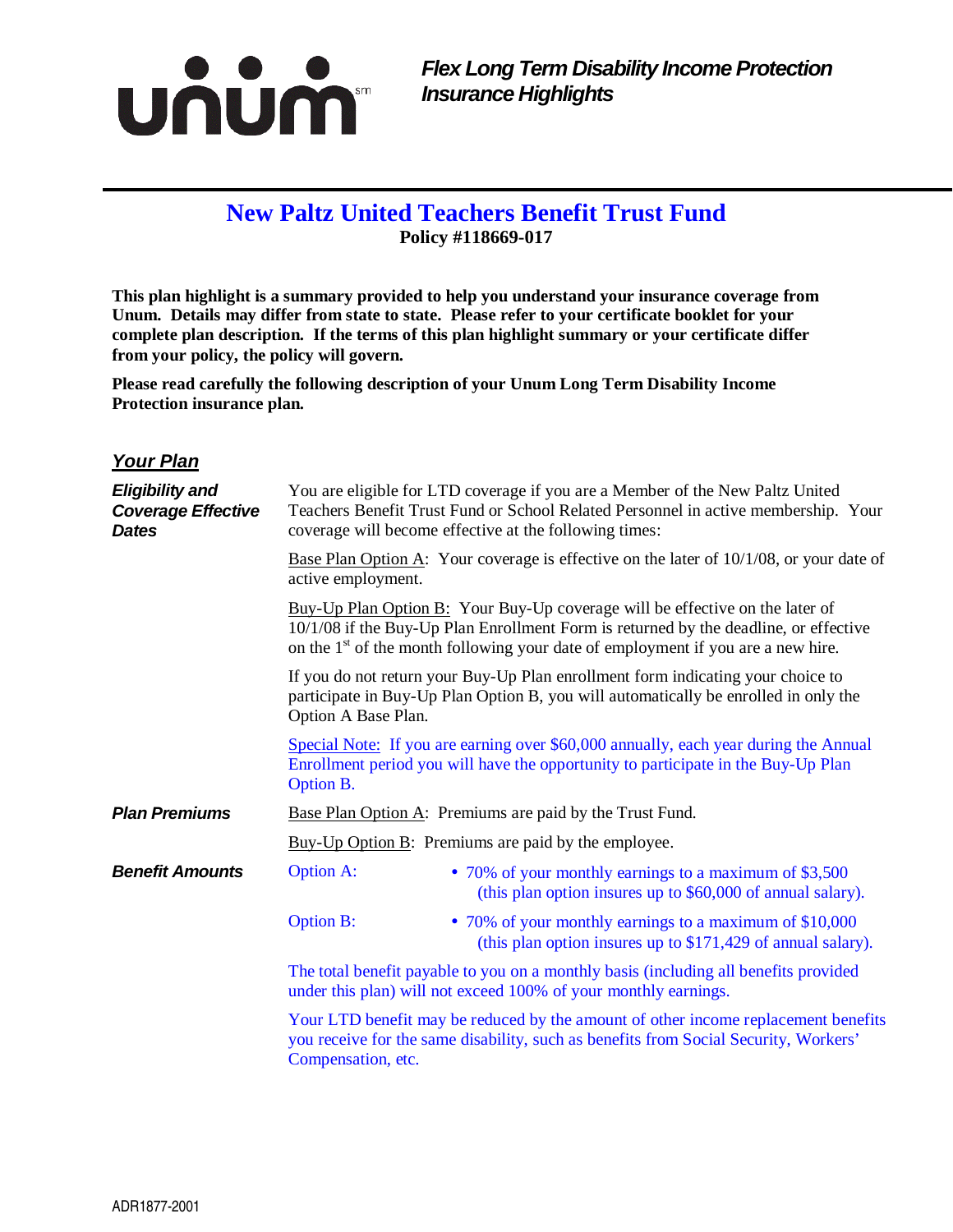unum[sm]

***Flex Long Term Disability Income Protection Insurance Highlights***

# New Paltz United Teachers Benefit Trust Fund

**Policy #118669-017**

**This plan highlight is a summary provided to help you understand your insurance coverage from Unum. Details may differ from state to state. Please refer to your certificate booklet for your complete plan description. If the terms of this plan highlight summary or your certificate differ from your policy, the policy will govern.**

**Please read carefully the following description of your Unum Long Term Disability Income Protection insurance plan.**

## *Your Plan*

***Eligibility and Coverage Effective Dates***

You are eligible for LTD coverage if you are a Member of the New Paltz United Teachers Benefit Trust Fund or School Related Personnel in active membership. Your coverage will become effective at the following times:

Base Plan Option A: Your coverage is effective on the later of 10/1/08, or your date of active employment.

Buy-Up Plan Option B: Your Buy-Up coverage will be effective on the later of 10/1/08 if the Buy-Up Plan Enrollment Form is returned by the deadline, or effective on the 1st of the month following your date of employment if you are a new hire.

If you do not return your Buy-Up Plan enrollment form indicating your choice to participate in Buy-Up Plan Option B, you will automatically be enrolled in only the Option A Base Plan.

Special Note: If you are earning over $60,000 annually, each year during the Annual Enrollment period you will have the opportunity to participate in the Buy-Up Plan Option B.

***Plan Premiums***

Base Plan Option A: Premiums are paid by the Trust Fund.

Buy-Up Option B: Premiums are paid by the employee.

***Benefit Amounts***

Option A:
- 70% of your monthly earnings to a maximum of $3,500 (this plan option insures up to $60,000 of annual salary).

Option B:
- 70% of your monthly earnings to a maximum of $10,000 (this plan option insures up to $171,429 of annual salary).

The total benefit payable to you on a monthly basis (including all benefits provided under this plan) will not exceed 100% of your monthly earnings.

Your LTD benefit may be reduced by the amount of other income replacement benefits you receive for the same disability, such as benefits from Social Security, Workers' Compensation, etc.

ADR1877-2001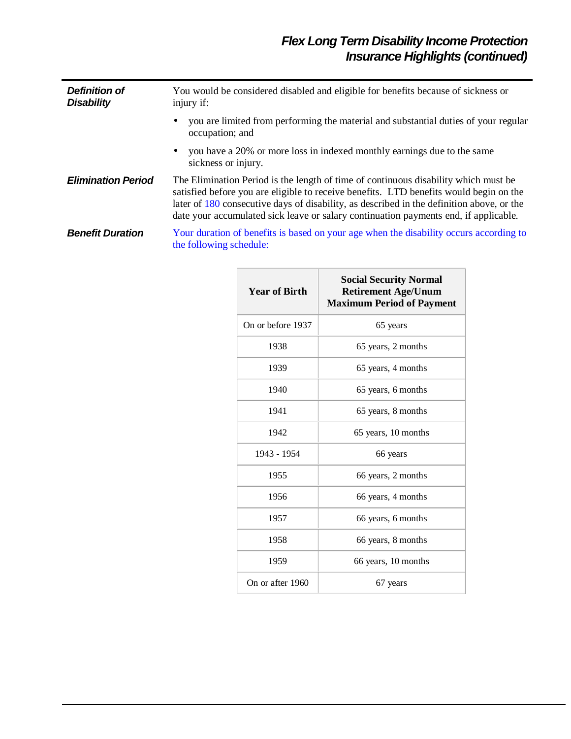## Flex Long Term Disability Income Protection Insurance Highlights (continued)

***Definition of Disability***

You would be considered disabled and eligible for benefits because of sickness or injury if:

- you are limited from performing the material and substantial duties of your regular occupation; and
- you have a 20% or more loss in indexed monthly earnings due to the same sickness or injury.

***Elimination Period***

The Elimination Period is the length of time of continuous disability which must be satisfied before you are eligible to receive benefits. LTD benefits would begin on the later of 180 consecutive days of disability, as described in the definition above, or the date your accumulated sick leave or salary continuation payments end, if applicable.

***Benefit Duration***

Your duration of benefits is based on your age when the disability occurs according to the following schedule:

| Year of Birth | Social Security Normal Retirement Age/Unum Maximum Period of Payment |
|---|---|
| On or before 1937 | 65 years |
| 1938 | 65 years, 2 months |
| 1939 | 65 years, 4 months |
| 1940 | 65 years, 6 months |
| 1941 | 65 years, 8 months |
| 1942 | 65 years, 10 months |
| 1943 - 1954 | 66 years |
| 1955 | 66 years, 2 months |
| 1956 | 66 years, 4 months |
| 1957 | 66 years, 6 months |
| 1958 | 66 years, 8 months |
| 1959 | 66 years, 10 months |
| On or after 1960 | 67 years |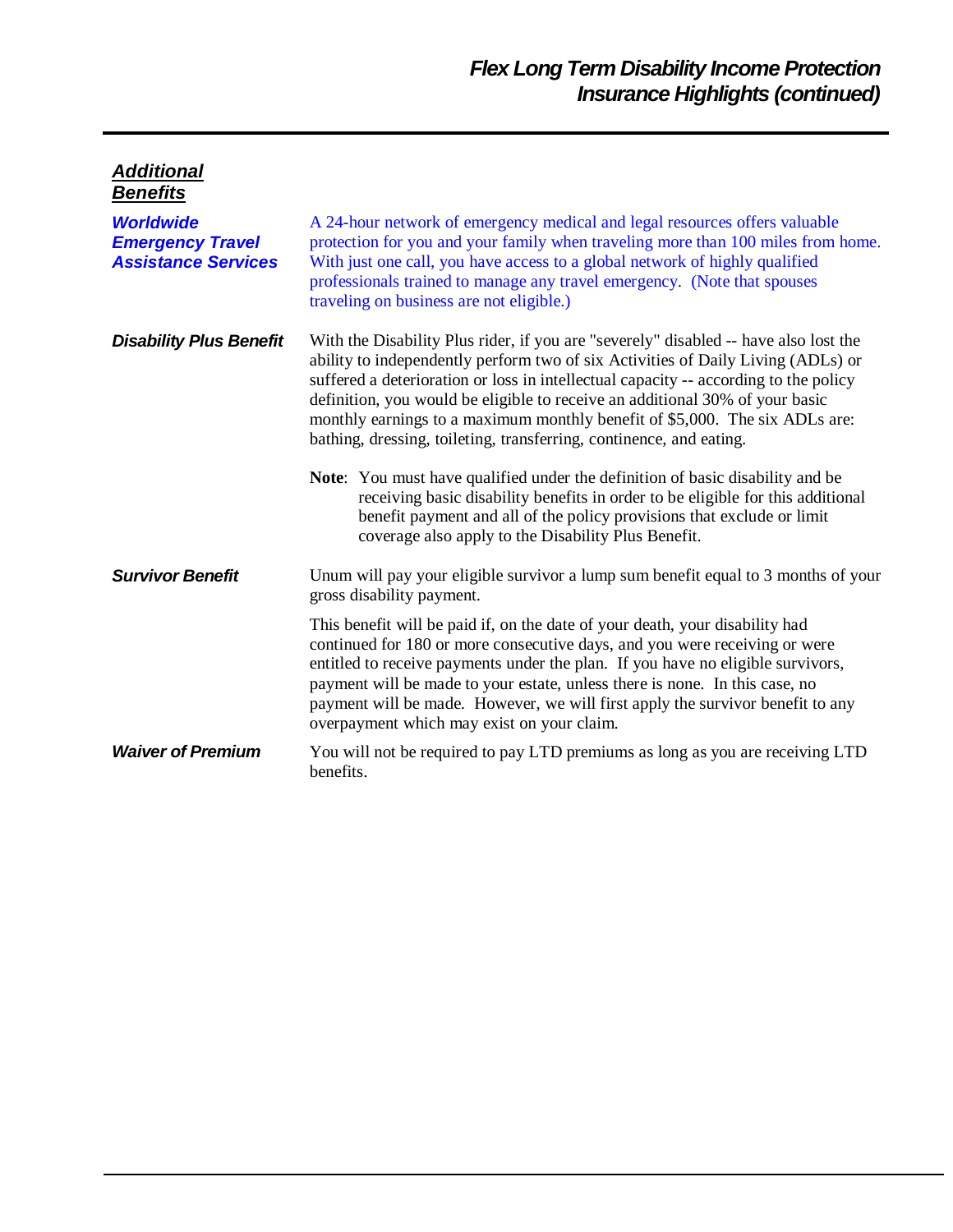## Additional Benefits

### Worldwide Emergency Travel Assistance Services

A 24-hour network of emergency medical and legal resources offers valuable protection for you and your family when traveling more than 100 miles from home. With just one call, you have access to a global network of highly qualified professionals trained to manage any travel emergency. (Note that spouses traveling on business are not eligible.)

### Disability Plus Benefit

With the Disability Plus rider, if you are "severely" disabled -- have also lost the ability to independently perform two of six Activities of Daily Living (ADLs) or suffered a deterioration or loss in intellectual capacity -- according to the policy definition, you would be eligible to receive an additional 30% of your basic monthly earnings to a maximum monthly benefit of $5,000. The six ADLs are: bathing, dressing, toileting, transferring, continence, and eating.

**Note**: You must have qualified under the definition of basic disability and be receiving basic disability benefits in order to be eligible for this additional benefit payment and all of the policy provisions that exclude or limit coverage also apply to the Disability Plus Benefit.

### Survivor Benefit

Unum will pay your eligible survivor a lump sum benefit equal to 3 months of your gross disability payment.

This benefit will be paid if, on the date of your death, your disability had continued for 180 or more consecutive days, and you were receiving or were entitled to receive payments under the plan. If you have no eligible survivors, payment will be made to your estate, unless there is none. In this case, no payment will be made. However, we will first apply the survivor benefit to any overpayment which may exist on your claim.

### Waiver of Premium

You will not be required to pay LTD premiums as long as you are receiving LTD benefits.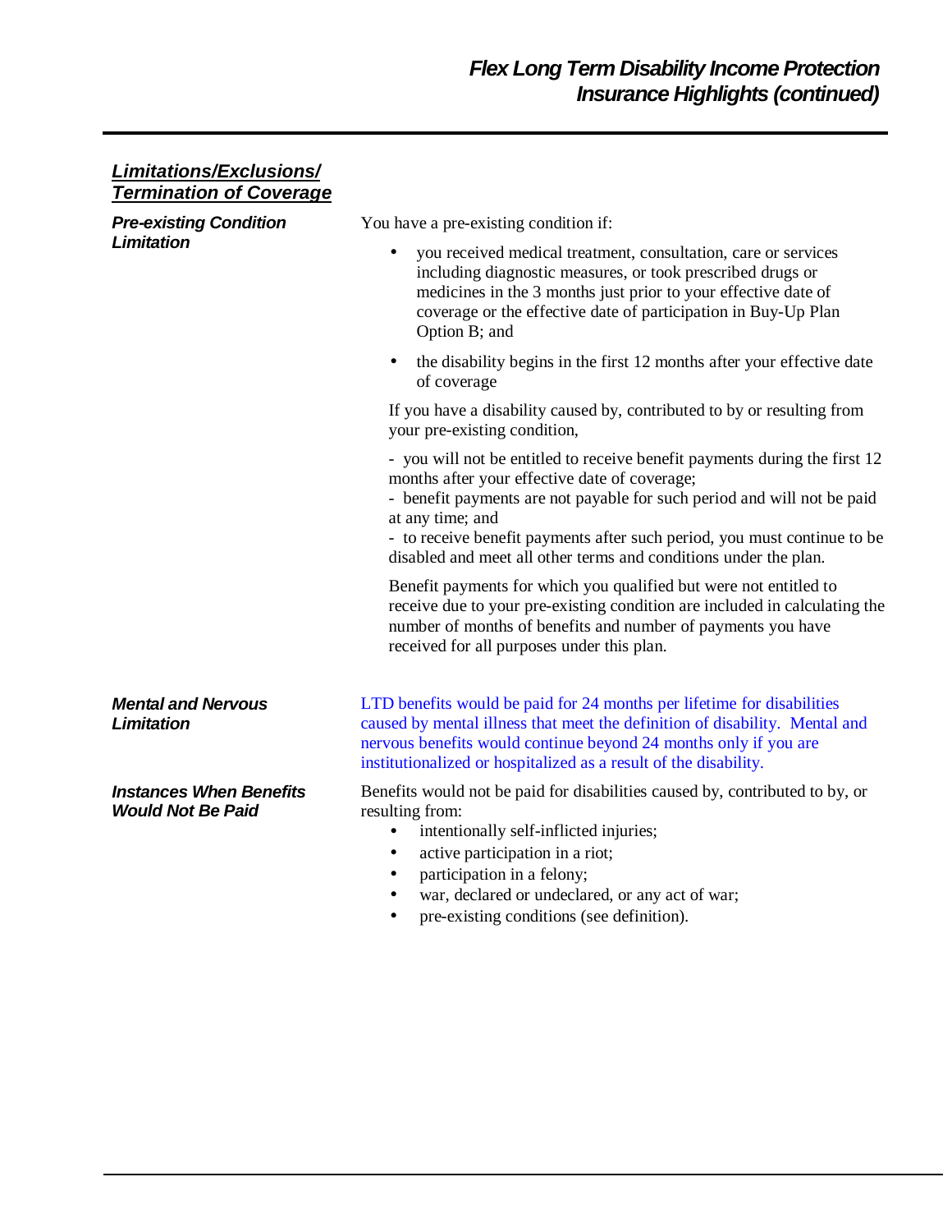## *Limitations/Exclusions/ Termination of Coverage*

### *Pre-existing Condition Limitation*

You have a pre-existing condition if:

- you received medical treatment, consultation, care or services including diagnostic measures, or took prescribed drugs or medicines in the 3 months just prior to your effective date of coverage or the effective date of participation in Buy-Up Plan Option B; and
- the disability begins in the first 12 months after your effective date of coverage

If you have a disability caused by, contributed to by or resulting from your pre-existing condition,

- you will not be entitled to receive benefit payments during the first 12 months after your effective date of coverage;
- benefit payments are not payable for such period and will not be paid at any time; and
- to receive benefit payments after such period, you must continue to be disabled and meet all other terms and conditions under the plan.

Benefit payments for which you qualified but were not entitled to receive due to your pre-existing condition are included in calculating the number of months of benefits and number of payments you have received for all purposes under this plan.

### *Mental and Nervous Limitation*

LTD benefits would be paid for 24 months per lifetime for disabilities caused by mental illness that meet the definition of disability. Mental and nervous benefits would continue beyond 24 months only if you are institutionalized or hospitalized as a result of the disability.

### *Instances When Benefits Would Not Be Paid*

Benefits would not be paid for disabilities caused by, contributed to by, or resulting from:

- intentionally self-inflicted injuries;
- active participation in a riot;
- participation in a felony;
- war, declared or undeclared, or any act of war;
- pre-existing conditions (see definition).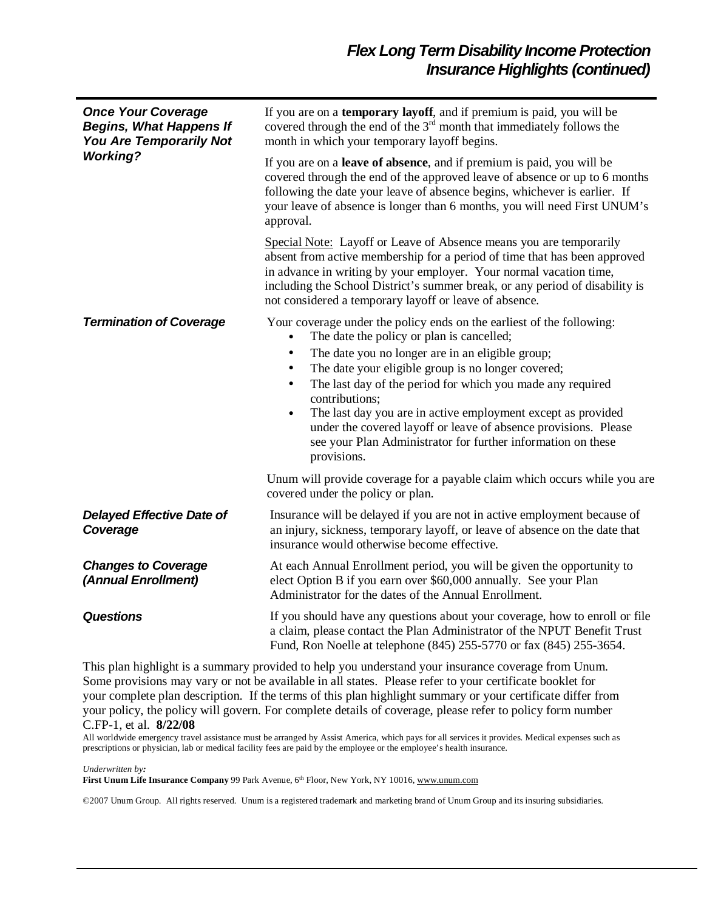# Flex Long Term Disability Income Protection Insurance Highlights (continued)

***Once Your Coverage Begins, What Happens If You Are Temporarily Not Working?***

If you are on a **temporary layoff**, and if premium is paid, you will be covered through the end of the 3rd month that immediately follows the month in which your temporary layoff begins.

If you are on a **leave of absence**, and if premium is paid, you will be covered through the end of the approved leave of absence or up to 6 months following the date your leave of absence begins, whichever is earlier. If your leave of absence is longer than 6 months, you will need First UNUM's approval.

Special Note: Layoff or Leave of Absence means you are temporarily absent from active membership for a period of time that has been approved in advance in writing by your employer. Your normal vacation time, including the School District's summer break, or any period of disability is not considered a temporary layoff or leave of absence.

***Termination of Coverage***

Your coverage under the policy ends on the earliest of the following:

- The date the policy or plan is cancelled;
- The date you no longer are in an eligible group;
- The date your eligible group is no longer covered;
- The last day of the period for which you made any required contributions;
- The last day you are in active employment except as provided under the covered layoff or leave of absence provisions. Please see your Plan Administrator for further information on these provisions.

Unum will provide coverage for a payable claim which occurs while you are covered under the policy or plan.

***Delayed Effective Date of Coverage***

Insurance will be delayed if you are not in active employment because of an injury, sickness, temporary layoff, or leave of absence on the date that insurance would otherwise become effective.

***Changes to Coverage (Annual Enrollment)***

At each Annual Enrollment period, you will be given the opportunity to elect Option B if you earn over $60,000 annually. See your Plan Administrator for the dates of the Annual Enrollment.

***Questions***

If you should have any questions about your coverage, how to enroll or file a claim, please contact the Plan Administrator of the NPUT Benefit Trust Fund, Ron Noelle at telephone (845) 255-5770 or fax (845) 255-3654.

This plan highlight is a summary provided to help you understand your insurance coverage from Unum. Some provisions may vary or not be available in all states. Please refer to your certificate booklet for your complete plan description. If the terms of this plan highlight summary or your certificate differ from your policy, the policy will govern. For complete details of coverage, please refer to policy form number C.FP-1, et al. **8/22/08**

All worldwide emergency travel assistance must be arranged by Assist America, which pays for all services it provides. Medical expenses such as prescriptions or physician, lab or medical facility fees are paid by the employee or the employee's health insurance.

*Underwritten by:*
**First Unum Life Insurance Company** 99 Park Avenue, 6th Floor, New York, NY 10016, www.unum.com

©2007 Unum Group. All rights reserved. Unum is a registered trademark and marketing brand of Unum Group and its insuring subsidiaries.